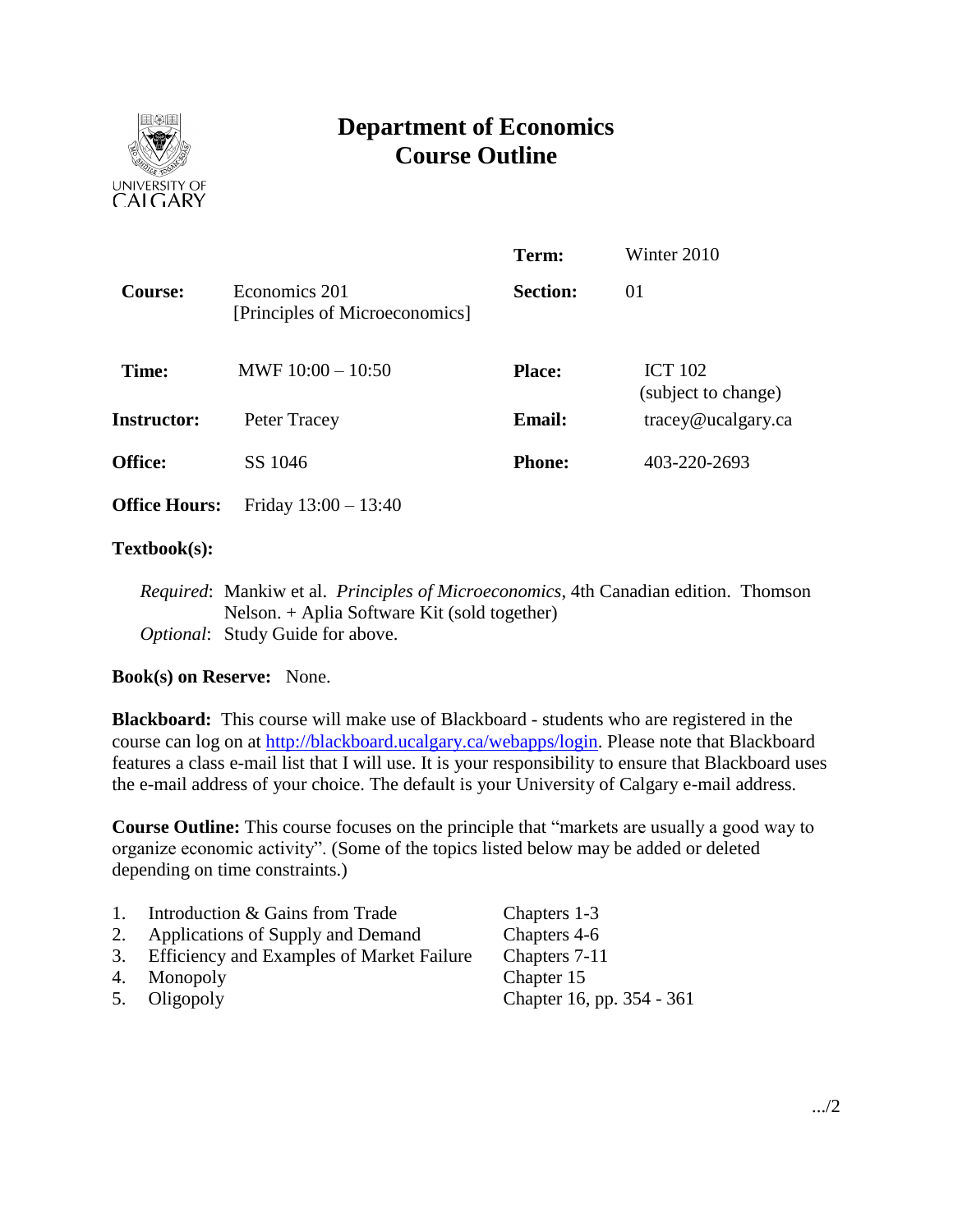# Department of Economics
# Course Outline

| | | | |
|---|---|---|---|
| | | **Term:** | Winter 2010 |
| **Course:** | Economics 201 [Principles of Microeconomics] | **Section:** | 01 |
| **Time:** | MWF 10:00 – 10:50 | **Place:** | ICT 102 (subject to change) |
| **Instructor:** | Peter Tracey | **Email:** | tracey@ucalgary.ca |
| **Office:** | SS 1046 | **Phone:** | 403-220-2693 |
| **Office Hours:** | Friday 13:00 – 13:40 | | |

**Textbook(s):**

*Required*: Mankiw et al. *Principles of Microeconomics*, 4th Canadian edition. Thomson Nelson. + Aplia Software Kit (sold together)
*Optional*: Study Guide for above.

**Book(s) on Reserve:** None.

**Blackboard:** This course will make use of Blackboard - students who are registered in the course can log on at http://blackboard.ucalgary.ca/webapps/login. Please note that Blackboard features a class e-mail list that I will use. It is your responsibility to ensure that Blackboard uses the e-mail address of your choice. The default is your University of Calgary e-mail address.

**Course Outline:** This course focuses on the principle that "markets are usually a good way to organize economic activity". (Some of the topics listed below may be added or deleted depending on time constraints.)

| | Topic | Chapters |
|---|---|---|
| 1. | Introduction & Gains from Trade | Chapters 1-3 |
| 2. | Applications of Supply and Demand | Chapters 4-6 |
| 3. | Efficiency and Examples of Market Failure | Chapters 7-11 |
| 4. | Monopoly | Chapter 15 |
| 5. | Oligopoly | Chapter 16, pp. 354 - 361 |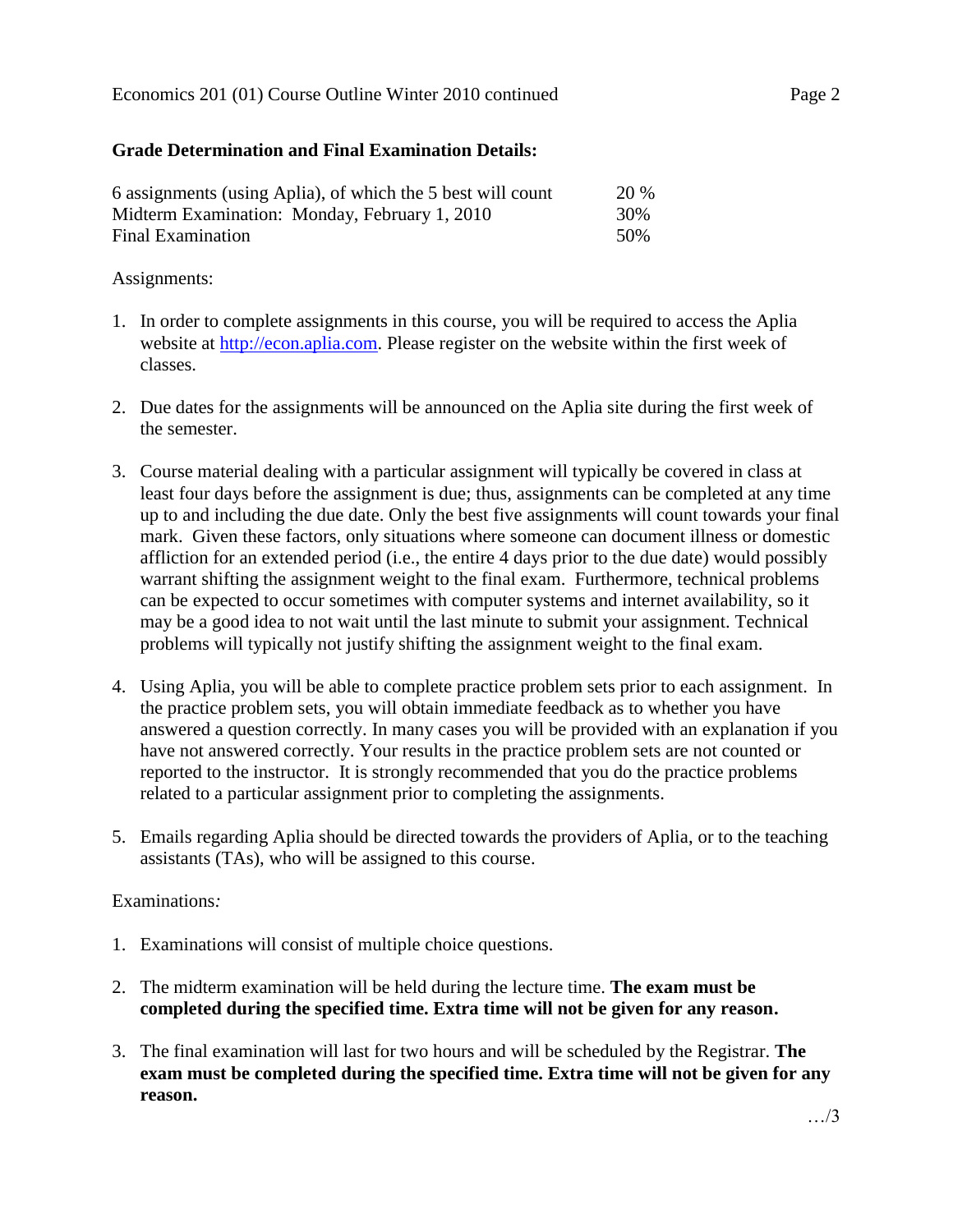## Grade Determination and Final Examination Details:

| | |
|---|---|
| 6 assignments (using Aplia), of which the 5 best will count | 20 % |
| Midterm Examination: Monday, February 1, 2010 | 30% |
| Final Examination | 50% |

Assignments:

1. In order to complete assignments in this course, you will be required to access the Aplia website at http://econ.aplia.com. Please register on the website within the first week of classes.

2. Due dates for the assignments will be announced on the Aplia site during the first week of the semester.

3. Course material dealing with a particular assignment will typically be covered in class at least four days before the assignment is due; thus, assignments can be completed at any time up to and including the due date. Only the best five assignments will count towards your final mark. Given these factors, only situations where someone can document illness or domestic affliction for an extended period (i.e., the entire 4 days prior to the due date) would possibly warrant shifting the assignment weight to the final exam. Furthermore, technical problems can be expected to occur sometimes with computer systems and internet availability, so it may be a good idea to not wait until the last minute to submit your assignment. Technical problems will typically not justify shifting the assignment weight to the final exam.

4. Using Aplia, you will be able to complete practice problem sets prior to each assignment. In the practice problem sets, you will obtain immediate feedback as to whether you have answered a question correctly. In many cases you will be provided with an explanation if you have not answered correctly. Your results in the practice problem sets are not counted or reported to the instructor. It is strongly recommended that you do the practice problems related to a particular assignment prior to completing the assignments.

5. Emails regarding Aplia should be directed towards the providers of Aplia, or to the teaching assistants (TAs), who will be assigned to this course.

Examinations*:*

1. Examinations will consist of multiple choice questions.

2. The midterm examination will be held during the lecture time. **The exam must be completed during the specified time. Extra time will not be given for any reason.**

3. The final examination will last for two hours and will be scheduled by the Registrar. **The exam must be completed during the specified time. Extra time will not be given for any reason.**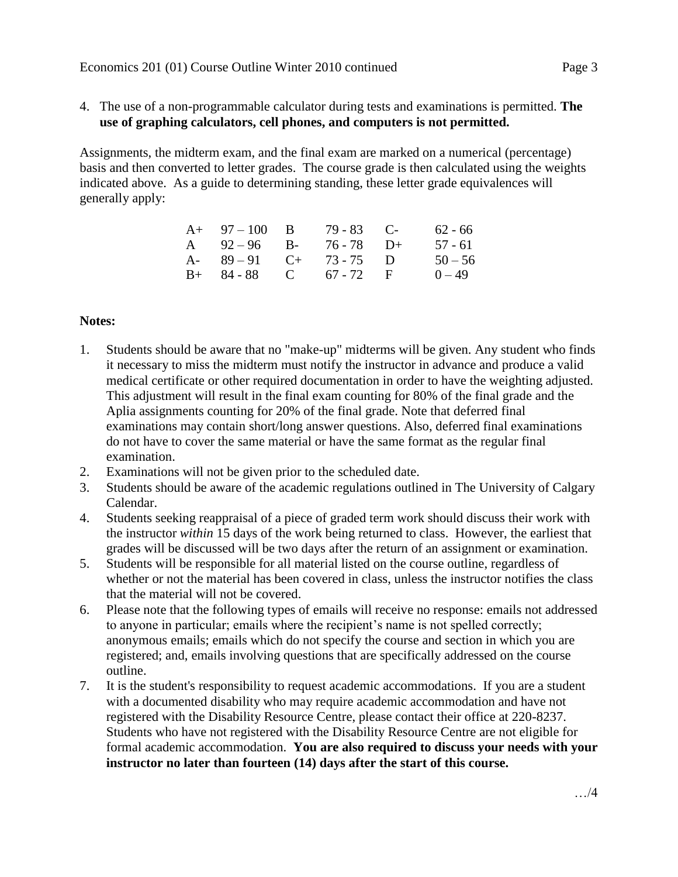4. The use of a non-programmable calculator during tests and examinations is permitted. **The use of graphing calculators, cell phones, and computers is not permitted.**

Assignments, the midterm exam, and the final exam are marked on a numerical (percentage) basis and then converted to letter grades. The course grade is then calculated using the weights indicated above. As a guide to determining standing, these letter grade equivalences will generally apply:

| | | | | | |
|---|---|---|---|---|---|
| A+ | 97 – 100 | B | 79 - 83 | C- | 62 - 66 |
| A | 92 – 96 | B- | 76 - 78 | D+ | 57 - 61 |
| A- | 89 – 91 | C+ | 73 - 75 | D | 50 – 56 |
| B+ | 84 - 88 | C | 67 - 72 | F | 0 – 49 |

**Notes:**

1. Students should be aware that no "make-up" midterms will be given. Any student who finds it necessary to miss the midterm must notify the instructor in advance and produce a valid medical certificate or other required documentation in order to have the weighting adjusted. This adjustment will result in the final exam counting for 80% of the final grade and the Aplia assignments counting for 20% of the final grade. Note that deferred final examinations may contain short/long answer questions. Also, deferred final examinations do not have to cover the same material or have the same format as the regular final examination.
2. Examinations will not be given prior to the scheduled date.
3. Students should be aware of the academic regulations outlined in The University of Calgary Calendar.
4. Students seeking reappraisal of a piece of graded term work should discuss their work with the instructor *within* 15 days of the work being returned to class. However, the earliest that grades will be discussed will be two days after the return of an assignment or examination.
5. Students will be responsible for all material listed on the course outline, regardless of whether or not the material has been covered in class, unless the instructor notifies the class that the material will not be covered.
6. Please note that the following types of emails will receive no response: emails not addressed to anyone in particular; emails where the recipient's name is not spelled correctly; anonymous emails; emails which do not specify the course and section in which you are registered; and, emails involving questions that are specifically addressed on the course outline.
7. It is the student's responsibility to request academic accommodations. If you are a student with a documented disability who may require academic accommodation and have not registered with the Disability Resource Centre, please contact their office at 220-8237. Students who have not registered with the Disability Resource Centre are not eligible for formal academic accommodation. **You are also required to discuss your needs with your instructor no later than fourteen (14) days after the start of this course.**

…/4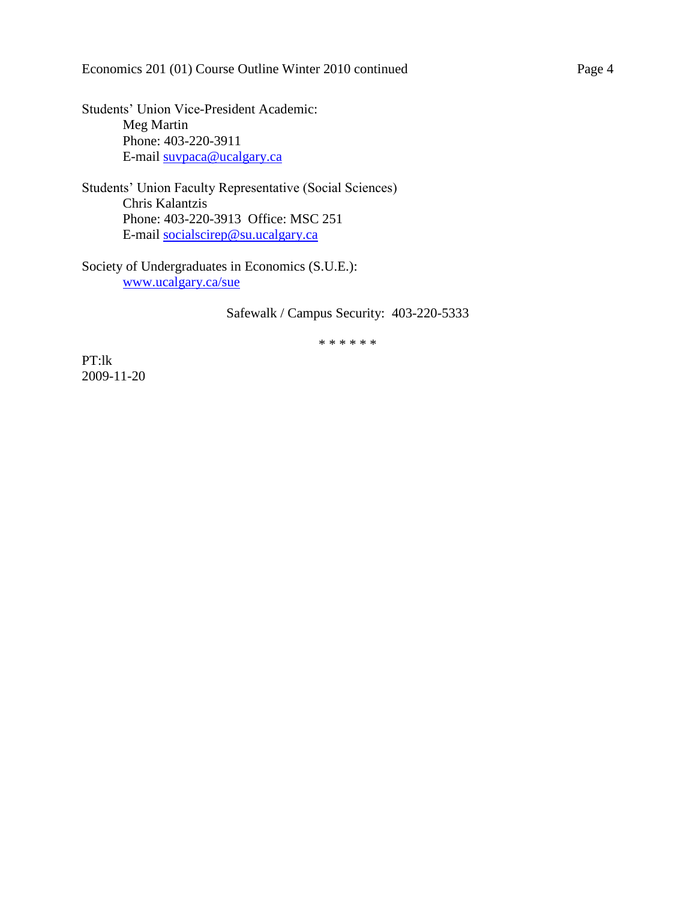Students' Union Vice-President Academic:
Meg Martin
Phone: 403-220-3911
E-mail suvpaca@ucalgary.ca

Students' Union Faculty Representative (Social Sciences)
Chris Kalantzis
Phone: 403-220-3913 Office: MSC 251
E-mail socialscirep@su.ucalgary.ca

Society of Undergraduates in Economics (S.U.E.):
www.ucalgary.ca/sue

Safewalk / Campus Security: 403-220-5333

* * * * * *

PT:lk
2009-11-20